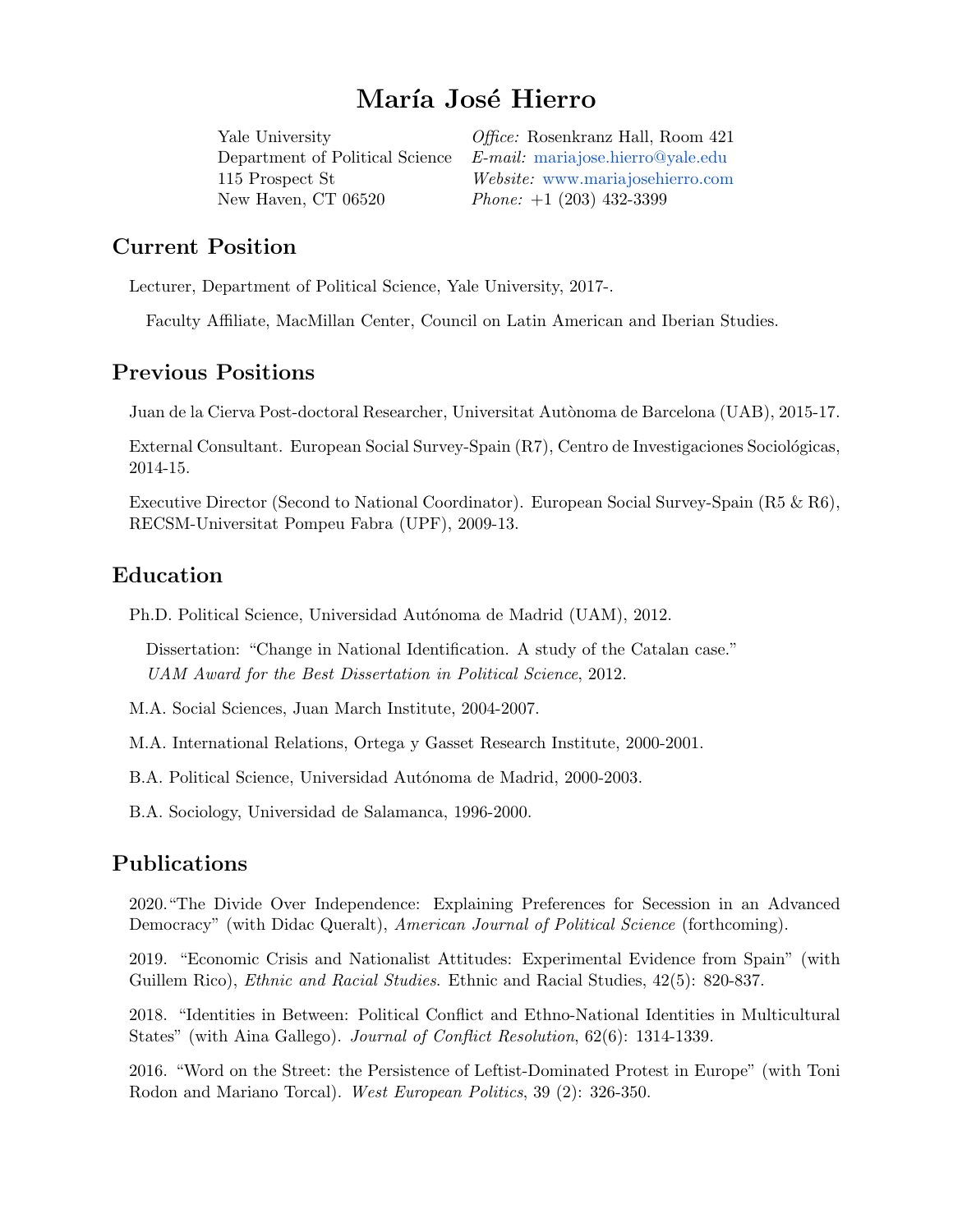# María José Hierro

Yale University
Department of Political Science
115 Prospect St
New Haven, CT 06520

*Office:* Rosenkranz Hall, Room 421
*E-mail:* mariajose.hierro@yale.edu
*Website:* www.mariajosehierro.com
*Phone:* +1 (203) 432-3399

## Current Position

Lecturer, Department of Political Science, Yale University, 2017-.

Faculty Affiliate, MacMillan Center, Council on Latin American and Iberian Studies.

## Previous Positions

Juan de la Cierva Post-doctoral Researcher, Universitat Autònoma de Barcelona (UAB), 2015-17.

External Consultant. European Social Survey-Spain (R7), Centro de Investigaciones Sociológicas, 2014-15.

Executive Director (Second to National Coordinator). European Social Survey-Spain (R5 & R6), RECSM-Universitat Pompeu Fabra (UPF), 2009-13.

## Education

Ph.D. Political Science, Universidad Autónoma de Madrid (UAM), 2012.

Dissertation: "Change in National Identification. A study of the Catalan case."
*UAM Award for the Best Dissertation in Political Science*, 2012.

M.A. Social Sciences, Juan March Institute, 2004-2007.

M.A. International Relations, Ortega y Gasset Research Institute, 2000-2001.

B.A. Political Science, Universidad Autónoma de Madrid, 2000-2003.

B.A. Sociology, Universidad de Salamanca, 1996-2000.

## Publications

2020."The Divide Over Independence: Explaining Preferences for Secession in an Advanced Democracy" (with Didac Queralt), *American Journal of Political Science* (forthcoming).

2019. "Economic Crisis and Nationalist Attitudes: Experimental Evidence from Spain" (with Guillem Rico), *Ethnic and Racial Studies*. Ethnic and Racial Studies, 42(5): 820-837.

2018. "Identities in Between: Political Conflict and Ethno-National Identities in Multicultural States" (with Aina Gallego). *Journal of Conflict Resolution*, 62(6): 1314-1339.

2016. "Word on the Street: the Persistence of Leftist-Dominated Protest in Europe" (with Toni Rodon and Mariano Torcal). *West European Politics*, 39 (2): 326-350.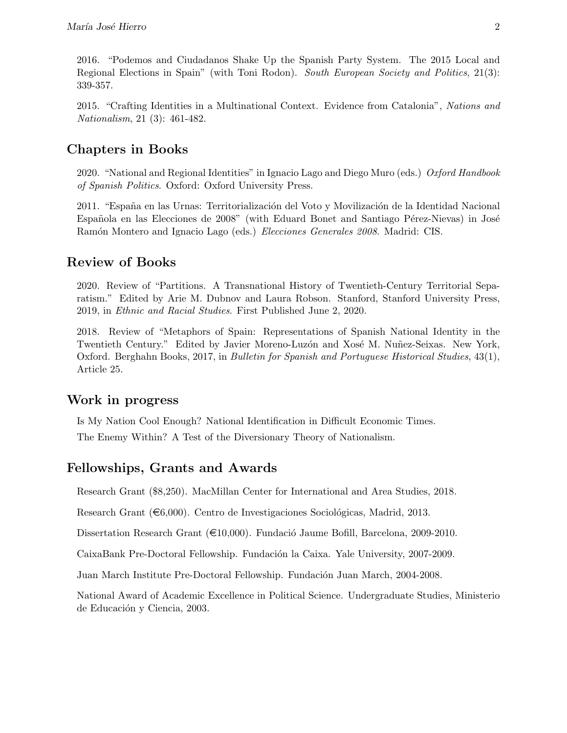2016. “Podemos and Ciudadanos Shake Up the Spanish Party System. The 2015 Local and Regional Elections in Spain” (with Toni Rodon). *South European Society and Politics*, 21(3): 339-357.

2015. “Crafting Identities in a Multinational Context. Evidence from Catalonia”, *Nations and Nationalism*, 21 (3): 461-482.

## Chapters in Books

2020. “National and Regional Identities” in Ignacio Lago and Diego Muro (eds.) *Oxford Handbook of Spanish Politics*. Oxford: Oxford University Press.

2011. “España en las Urnas: Territorialización del Voto y Movilización de la Identidad Nacional Española en las Elecciones de 2008” (with Eduard Bonet and Santiago Pérez-Nievas) in José Ramón Montero and Ignacio Lago (eds.) *Elecciones Generales 2008*. Madrid: CIS.

## Review of Books

2020. Review of “Partitions. A Transnational History of Twentieth-Century Territorial Separatism.” Edited by Arie M. Dubnov and Laura Robson. Stanford, Stanford University Press, 2019, in *Ethnic and Racial Studies*. First Published June 2, 2020.

2018. Review of “Metaphors of Spain: Representations of Spanish National Identity in the Twentieth Century.” Edited by Javier Moreno-Luzón and Xosé M. Nuñez-Seixas. New York, Oxford. Berghahn Books, 2017, in *Bulletin for Spanish and Portuguese Historical Studies*, 43(1), Article 25.

## Work in progress

Is My Nation Cool Enough? National Identification in Difficult Economic Times.

The Enemy Within? A Test of the Diversionary Theory of Nationalism.

## Fellowships, Grants and Awards

Research Grant ($8,250). MacMillan Center for International and Area Studies, 2018.

Research Grant (€6,000). Centro de Investigaciones Sociológicas, Madrid, 2013.

Dissertation Research Grant (€10,000). Fundació Jaume Bofill, Barcelona, 2009-2010.

CaixaBank Pre-Doctoral Fellowship. Fundación la Caixa. Yale University, 2007-2009.

Juan March Institute Pre-Doctoral Fellowship. Fundación Juan March, 2004-2008.

National Award of Academic Excellence in Political Science. Undergraduate Studies, Ministerio de Educación y Ciencia, 2003.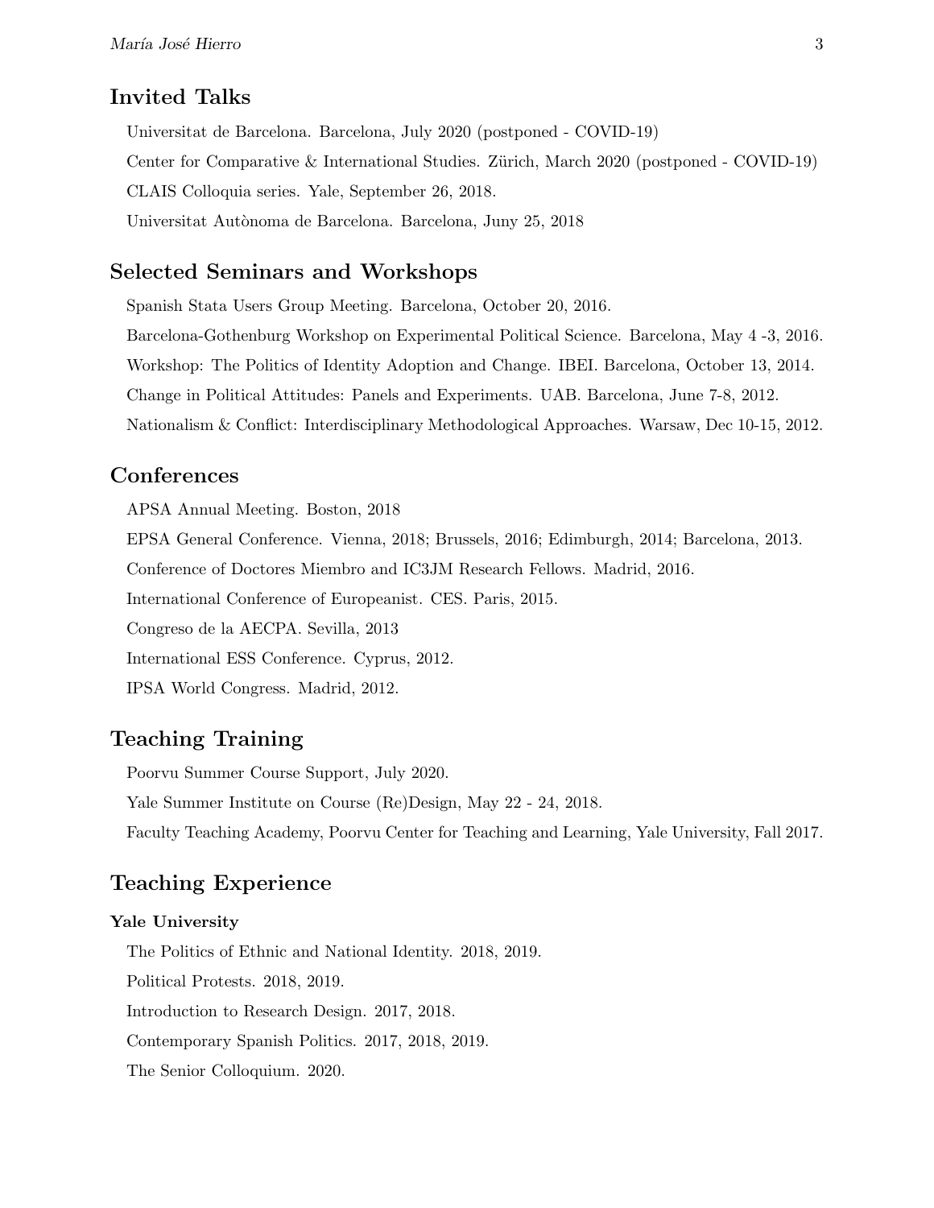## Invited Talks

Universitat de Barcelona. Barcelona, July 2020 (postponed - COVID-19)

Center for Comparative & International Studies. Zürich, March 2020 (postponed - COVID-19)

CLAIS Colloquia series. Yale, September 26, 2018.

Universitat Autònoma de Barcelona. Barcelona, Juny 25, 2018

## Selected Seminars and Workshops

Spanish Stata Users Group Meeting. Barcelona, October 20, 2016.

Barcelona-Gothenburg Workshop on Experimental Political Science. Barcelona, May 4 -3, 2016.

Workshop: The Politics of Identity Adoption and Change. IBEI. Barcelona, October 13, 2014.

Change in Political Attitudes: Panels and Experiments. UAB. Barcelona, June 7-8, 2012.

Nationalism & Conflict: Interdisciplinary Methodological Approaches. Warsaw, Dec 10-15, 2012.

## Conferences

APSA Annual Meeting. Boston, 2018

EPSA General Conference. Vienna, 2018; Brussels, 2016; Edimburgh, 2014; Barcelona, 2013.

Conference of Doctores Miembro and IC3JM Research Fellows. Madrid, 2016.

International Conference of Europeanist. CES. Paris, 2015.

Congreso de la AECPA. Sevilla, 2013

International ESS Conference. Cyprus, 2012.

IPSA World Congress. Madrid, 2012.

## Teaching Training

Poorvu Summer Course Support, July 2020.

Yale Summer Institute on Course (Re)Design, May 22 - 24, 2018.

Faculty Teaching Academy, Poorvu Center for Teaching and Learning, Yale University, Fall 2017.

## Teaching Experience

### Yale University

The Politics of Ethnic and National Identity. 2018, 2019.

Political Protests. 2018, 2019.

Introduction to Research Design. 2017, 2018.

Contemporary Spanish Politics. 2017, 2018, 2019.

The Senior Colloquium. 2020.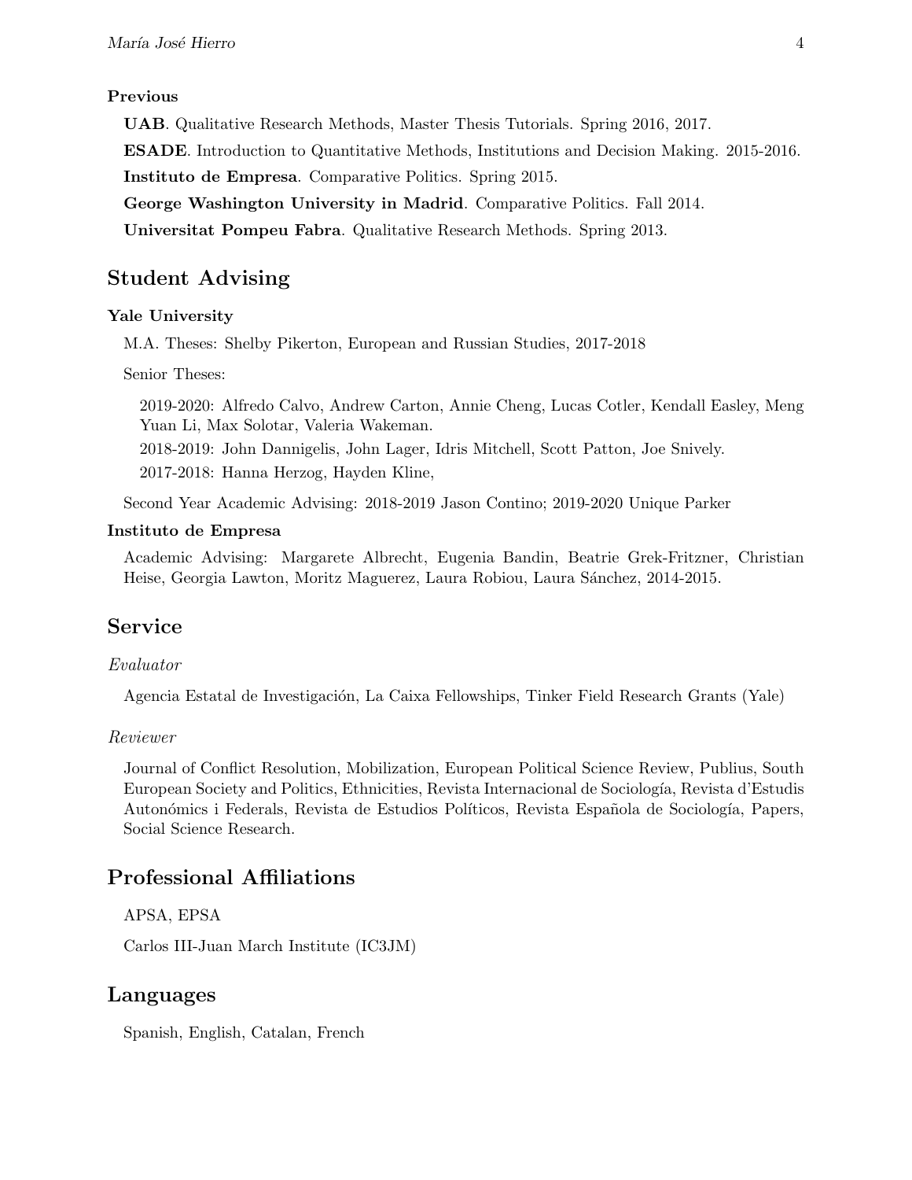### Previous

**UAB**. Qualitative Research Methods, Master Thesis Tutorials. Spring 2016, 2017.

**ESADE**. Introduction to Quantitative Methods, Institutions and Decision Making. 2015-2016.

**Instituto de Empresa**. Comparative Politics. Spring 2015.

**George Washington University in Madrid**. Comparative Politics. Fall 2014.

**Universitat Pompeu Fabra**. Qualitative Research Methods. Spring 2013.

## Student Advising

### Yale University

M.A. Theses: Shelby Pikerton, European and Russian Studies, 2017-2018

Senior Theses:

2019-2020: Alfredo Calvo, Andrew Carton, Annie Cheng, Lucas Cotler, Kendall Easley, Meng Yuan Li, Max Solotar, Valeria Wakeman.

2018-2019: John Dannigelis, John Lager, Idris Mitchell, Scott Patton, Joe Snively.

2017-2018: Hanna Herzog, Hayden Kline,

Second Year Academic Advising: 2018-2019 Jason Contino; 2019-2020 Unique Parker

### Instituto de Empresa

Academic Advising: Margarete Albrecht, Eugenia Bandin, Beatrie Grek-Fritzner, Christian Heise, Georgia Lawton, Moritz Maguerez, Laura Robiou, Laura Sánchez, 2014-2015.

## Service

*Evaluator*

Agencia Estatal de Investigación, La Caixa Fellowships, Tinker Field Research Grants (Yale)

*Reviewer*

Journal of Conflict Resolution, Mobilization, European Political Science Review, Publius, South European Society and Politics, Ethnicities, Revista Internacional de Sociología, Revista d'Estudis Autonómics i Federals, Revista de Estudios Políticos, Revista Española de Sociología, Papers, Social Science Research.

## Professional Affiliations

APSA, EPSA

Carlos III-Juan March Institute (IC3JM)

## Languages

Spanish, English, Catalan, French